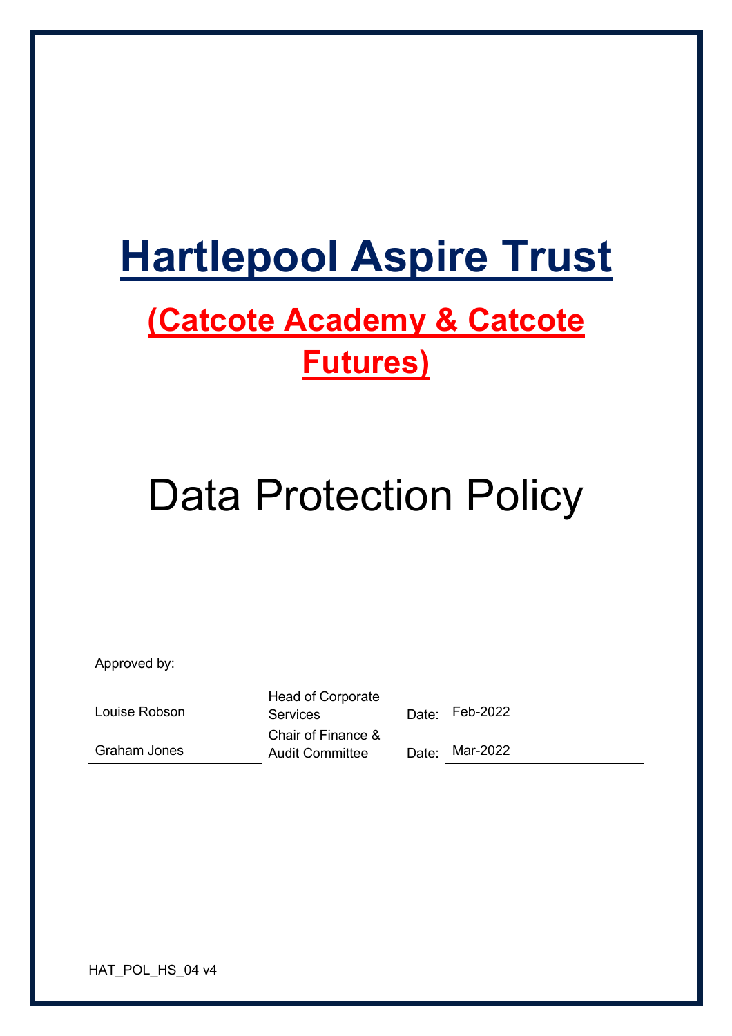# Hartlepool Aspire Trust

## (Catcote Academy & Catcote Futures)

# Data Protection Policy

Approved by:

| Name | Role | | Date |
|---|---|---|---|
| Louise Robson | Head of Corporate Services | Date: | Feb-2022 |
| Graham Jones | Chair of Finance & Audit Committee | Date: | Mar-2022 |

HAT_POL_HS_04 v4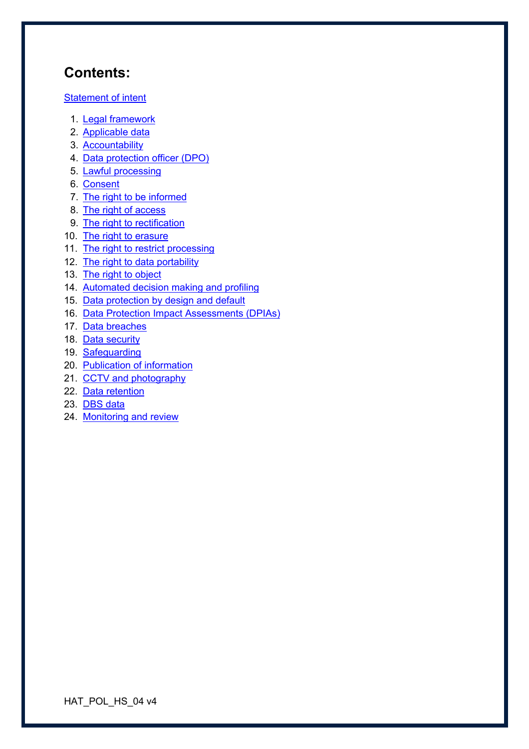## Contents:

Statement of intent

1. Legal framework
2. Applicable data
3. Accountability
4. Data protection officer (DPO)
5. Lawful processing
6. Consent
7. The right to be informed
8. The right of access
9. The right to rectification
10. The right to erasure
11. The right to restrict processing
12. The right to data portability
13. The right to object
14. Automated decision making and profiling
15. Data protection by design and default
16. Data Protection Impact Assessments (DPIAs)
17. Data breaches
18. Data security
19. Safeguarding
20. Publication of information
21. CCTV and photography
22. Data retention
23. DBS data
24. Monitoring and review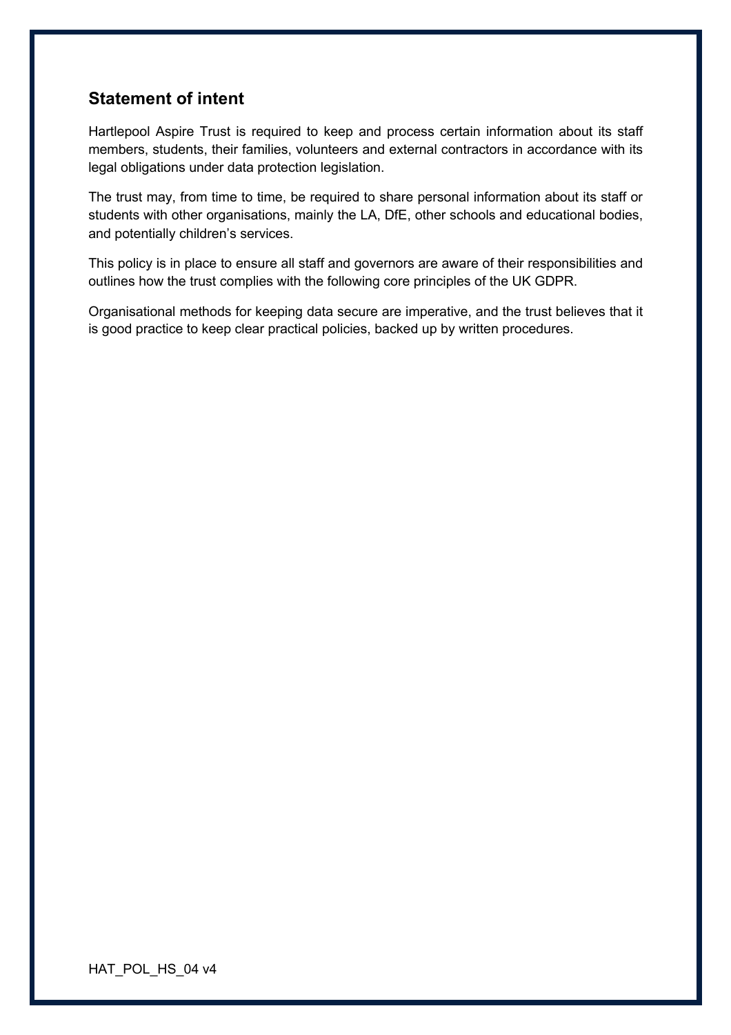## Statement of intent

Hartlepool Aspire Trust is required to keep and process certain information about its staff members, students, their families, volunteers and external contractors in accordance with its legal obligations under data protection legislation.

The trust may, from time to time, be required to share personal information about its staff or students with other organisations, mainly the LA, DfE, other schools and educational bodies, and potentially children's services.

This policy is in place to ensure all staff and governors are aware of their responsibilities and outlines how the trust complies with the following core principles of the UK GDPR.

Organisational methods for keeping data secure are imperative, and the trust believes that it is good practice to keep clear practical policies, backed up by written procedures.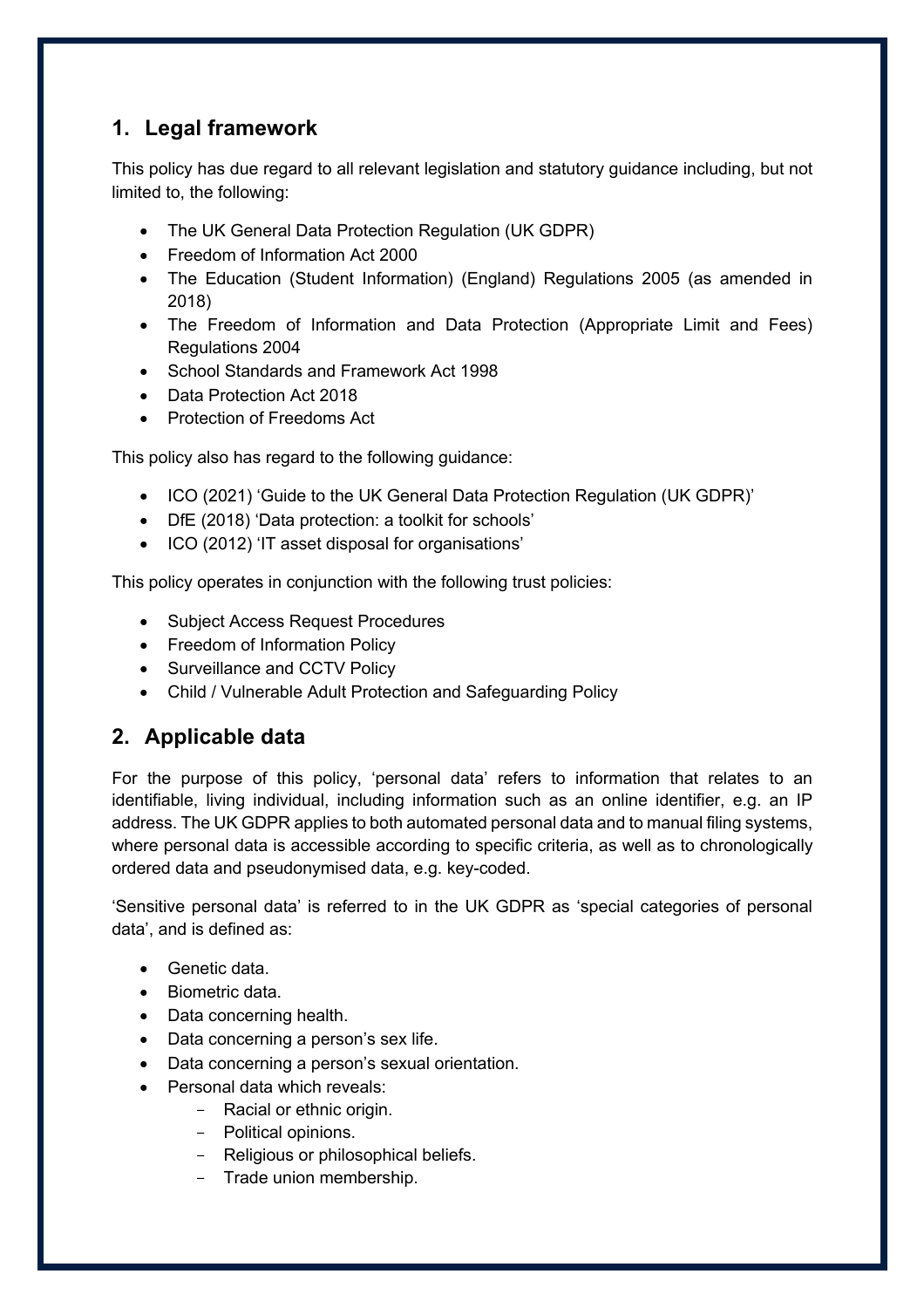## 1. Legal framework

This policy has due regard to all relevant legislation and statutory guidance including, but not limited to, the following:

- The UK General Data Protection Regulation (UK GDPR)
- Freedom of Information Act 2000
- The Education (Student Information) (England) Regulations 2005 (as amended in 2018)
- The Freedom of Information and Data Protection (Appropriate Limit and Fees) Regulations 2004
- School Standards and Framework Act 1998
- Data Protection Act 2018
- Protection of Freedoms Act

This policy also has regard to the following guidance:

- ICO (2021) 'Guide to the UK General Data Protection Regulation (UK GDPR)'
- DfE (2018) 'Data protection: a toolkit for schools'
- ICO (2012) 'IT asset disposal for organisations'

This policy operates in conjunction with the following trust policies:

- Subject Access Request Procedures
- Freedom of Information Policy
- Surveillance and CCTV Policy
- Child / Vulnerable Adult Protection and Safeguarding Policy

## 2. Applicable data

For the purpose of this policy, 'personal data' refers to information that relates to an identifiable, living individual, including information such as an online identifier, e.g. an IP address. The UK GDPR applies to both automated personal data and to manual filing systems, where personal data is accessible according to specific criteria, as well as to chronologically ordered data and pseudonymised data, e.g. key-coded.

'Sensitive personal data' is referred to in the UK GDPR as 'special categories of personal data', and is defined as:

- Genetic data.
- Biometric data.
- Data concerning health.
- Data concerning a person's sex life.
- Data concerning a person's sexual orientation.
- Personal data which reveals:
  - Racial or ethnic origin.
  - Political opinions.
  - Religious or philosophical beliefs.
  - Trade union membership.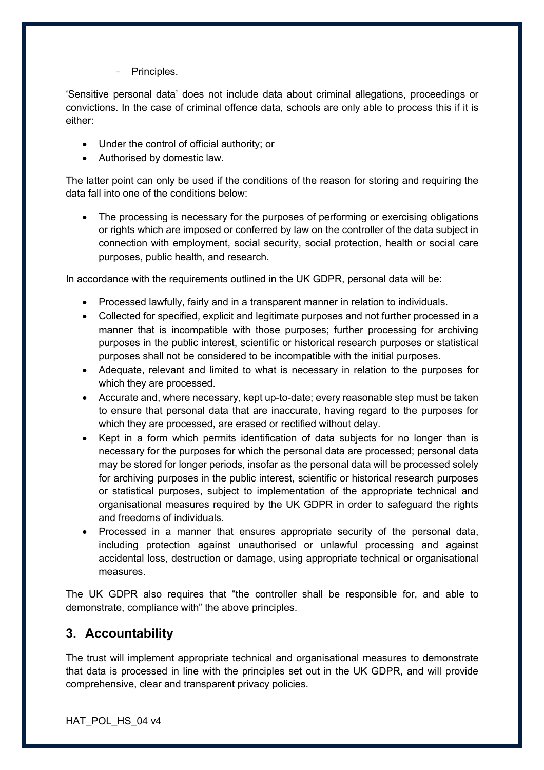- Principles.

'Sensitive personal data' does not include data about criminal allegations, proceedings or convictions. In the case of criminal offence data, schools are only able to process this if it is either:

- Under the control of official authority; or
- Authorised by domestic law.

The latter point can only be used if the conditions of the reason for storing and requiring the data fall into one of the conditions below:

- The processing is necessary for the purposes of performing or exercising obligations or rights which are imposed or conferred by law on the controller of the data subject in connection with employment, social security, social protection, health or social care purposes, public health, and research.

In accordance with the requirements outlined in the UK GDPR, personal data will be:

- Processed lawfully, fairly and in a transparent manner in relation to individuals.
- Collected for specified, explicit and legitimate purposes and not further processed in a manner that is incompatible with those purposes; further processing for archiving purposes in the public interest, scientific or historical research purposes or statistical purposes shall not be considered to be incompatible with the initial purposes.
- Adequate, relevant and limited to what is necessary in relation to the purposes for which they are processed.
- Accurate and, where necessary, kept up-to-date; every reasonable step must be taken to ensure that personal data that are inaccurate, having regard to the purposes for which they are processed, are erased or rectified without delay.
- Kept in a form which permits identification of data subjects for no longer than is necessary for the purposes for which the personal data are processed; personal data may be stored for longer periods, insofar as the personal data will be processed solely for archiving purposes in the public interest, scientific or historical research purposes or statistical purposes, subject to implementation of the appropriate technical and organisational measures required by the UK GDPR in order to safeguard the rights and freedoms of individuals.
- Processed in a manner that ensures appropriate security of the personal data, including protection against unauthorised or unlawful processing and against accidental loss, destruction or damage, using appropriate technical or organisational measures.

The UK GDPR also requires that "the controller shall be responsible for, and able to demonstrate, compliance with" the above principles.

## 3. Accountability

The trust will implement appropriate technical and organisational measures to demonstrate that data is processed in line with the principles set out in the UK GDPR, and will provide comprehensive, clear and transparent privacy policies.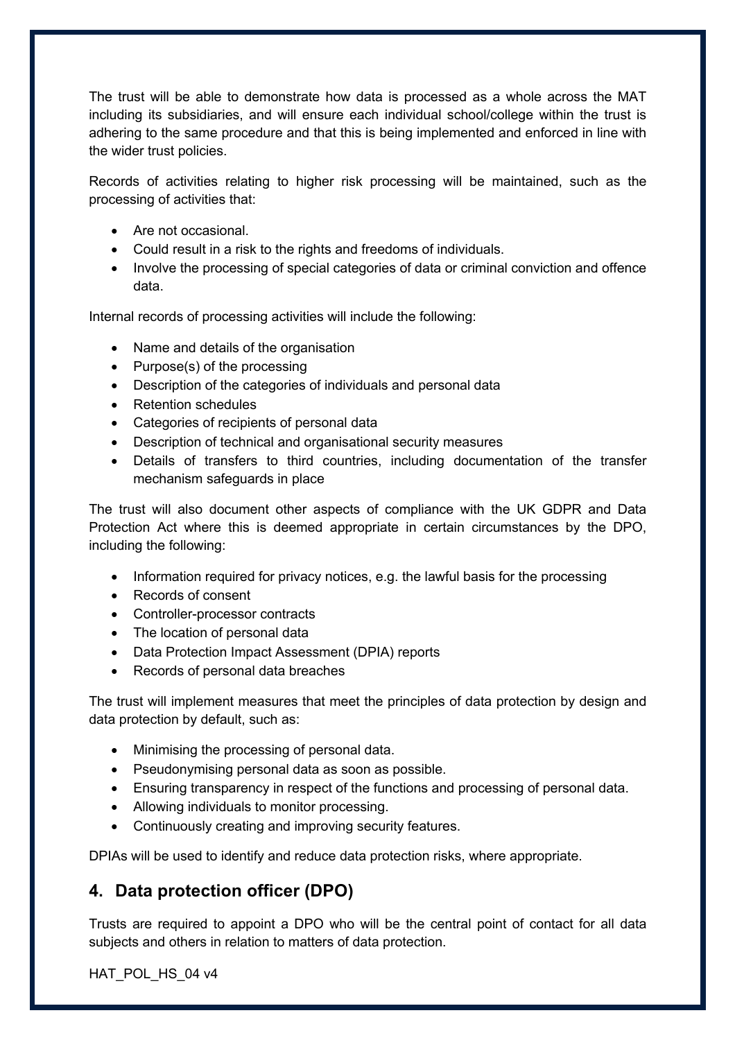The trust will be able to demonstrate how data is processed as a whole across the MAT including its subsidiaries, and will ensure each individual school/college within the trust is adhering to the same procedure and that this is being implemented and enforced in line with the wider trust policies.

Records of activities relating to higher risk processing will be maintained, such as the processing of activities that:

- Are not occasional.
- Could result in a risk to the rights and freedoms of individuals.
- Involve the processing of special categories of data or criminal conviction and offence data.

Internal records of processing activities will include the following:

- Name and details of the organisation
- Purpose(s) of the processing
- Description of the categories of individuals and personal data
- Retention schedules
- Categories of recipients of personal data
- Description of technical and organisational security measures
- Details of transfers to third countries, including documentation of the transfer mechanism safeguards in place

The trust will also document other aspects of compliance with the UK GDPR and Data Protection Act where this is deemed appropriate in certain circumstances by the DPO, including the following:

- Information required for privacy notices, e.g. the lawful basis for the processing
- Records of consent
- Controller-processor contracts
- The location of personal data
- Data Protection Impact Assessment (DPIA) reports
- Records of personal data breaches

The trust will implement measures that meet the principles of data protection by design and data protection by default, such as:

- Minimising the processing of personal data.
- Pseudonymising personal data as soon as possible.
- Ensuring transparency in respect of the functions and processing of personal data.
- Allowing individuals to monitor processing.
- Continuously creating and improving security features.

DPIAs will be used to identify and reduce data protection risks, where appropriate.

## 4. Data protection officer (DPO)

Trusts are required to appoint a DPO who will be the central point of contact for all data subjects and others in relation to matters of data protection.

HAT_POL_HS_04 v4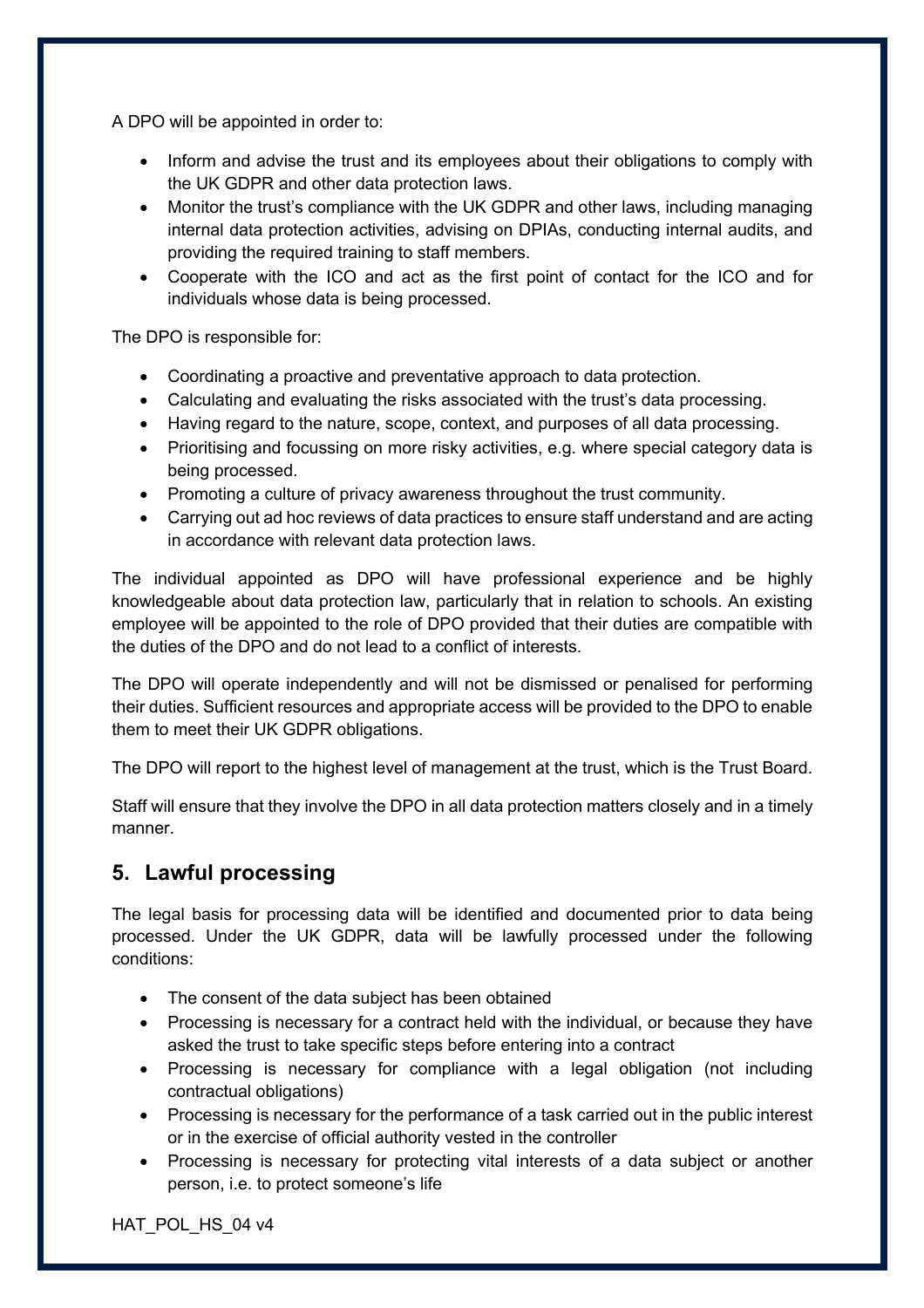A DPO will be appointed in order to:

- Inform and advise the trust and its employees about their obligations to comply with the UK GDPR and other data protection laws.
- Monitor the trust's compliance with the UK GDPR and other laws, including managing internal data protection activities, advising on DPIAs, conducting internal audits, and providing the required training to staff members.
- Cooperate with the ICO and act as the first point of contact for the ICO and for individuals whose data is being processed.

The DPO is responsible for:

- Coordinating a proactive and preventative approach to data protection.
- Calculating and evaluating the risks associated with the trust's data processing.
- Having regard to the nature, scope, context, and purposes of all data processing.
- Prioritising and focussing on more risky activities, e.g. where special category data is being processed.
- Promoting a culture of privacy awareness throughout the trust community.
- Carrying out ad hoc reviews of data practices to ensure staff understand and are acting in accordance with relevant data protection laws.

The individual appointed as DPO will have professional experience and be highly knowledgeable about data protection law, particularly that in relation to schools. An existing employee will be appointed to the role of DPO provided that their duties are compatible with the duties of the DPO and do not lead to a conflict of interests.

The DPO will operate independently and will not be dismissed or penalised for performing their duties. Sufficient resources and appropriate access will be provided to the DPO to enable them to meet their UK GDPR obligations.

The DPO will report to the highest level of management at the trust, which is the Trust Board.

Staff will ensure that they involve the DPO in all data protection matters closely and in a timely manner.

## 5. Lawful processing

The legal basis for processing data will be identified and documented prior to data being processed. Under the UK GDPR, data will be lawfully processed under the following conditions:

- The consent of the data subject has been obtained
- Processing is necessary for a contract held with the individual, or because they have asked the trust to take specific steps before entering into a contract
- Processing is necessary for compliance with a legal obligation (not including contractual obligations)
- Processing is necessary for the performance of a task carried out in the public interest or in the exercise of official authority vested in the controller
- Processing is necessary for protecting vital interests of a data subject or another person, i.e. to protect someone's life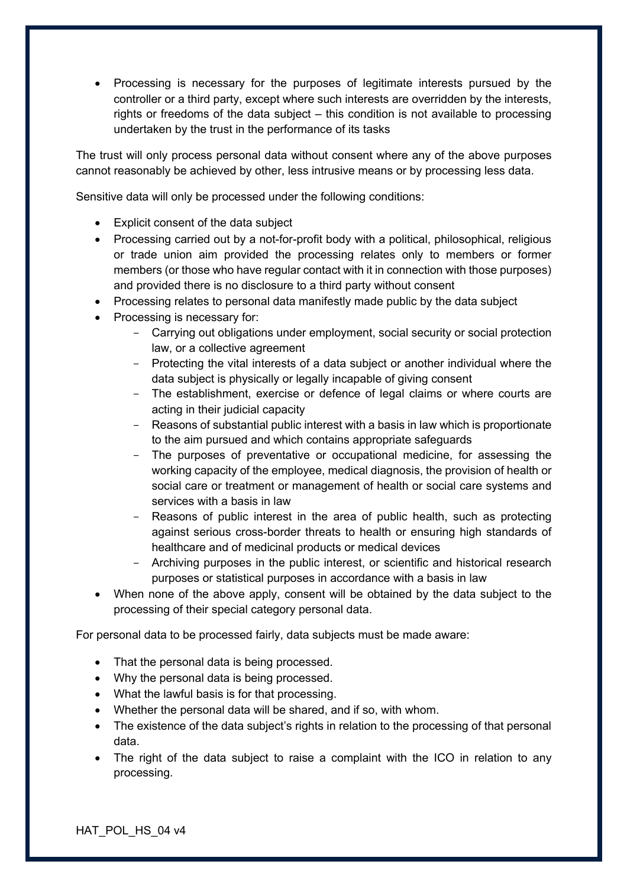- Processing is necessary for the purposes of legitimate interests pursued by the controller or a third party, except where such interests are overridden by the interests, rights or freedoms of the data subject – this condition is not available to processing undertaken by the trust in the performance of its tasks

The trust will only process personal data without consent where any of the above purposes cannot reasonably be achieved by other, less intrusive means or by processing less data.

Sensitive data will only be processed under the following conditions:

- Explicit consent of the data subject
- Processing carried out by a not-for-profit body with a political, philosophical, religious or trade union aim provided the processing relates only to members or former members (or those who have regular contact with it in connection with those purposes) and provided there is no disclosure to a third party without consent
- Processing relates to personal data manifestly made public by the data subject
- Processing is necessary for:
    - Carrying out obligations under employment, social security or social protection law, or a collective agreement
    - Protecting the vital interests of a data subject or another individual where the data subject is physically or legally incapable of giving consent
    - The establishment, exercise or defence of legal claims or where courts are acting in their judicial capacity
    - Reasons of substantial public interest with a basis in law which is proportionate to the aim pursued and which contains appropriate safeguards
    - The purposes of preventative or occupational medicine, for assessing the working capacity of the employee, medical diagnosis, the provision of health or social care or treatment or management of health or social care systems and services with a basis in law
    - Reasons of public interest in the area of public health, such as protecting against serious cross-border threats to health or ensuring high standards of healthcare and of medicinal products or medical devices
    - Archiving purposes in the public interest, or scientific and historical research purposes or statistical purposes in accordance with a basis in law
- When none of the above apply, consent will be obtained by the data subject to the processing of their special category personal data.

For personal data to be processed fairly, data subjects must be made aware:

- That the personal data is being processed.
- Why the personal data is being processed.
- What the lawful basis is for that processing.
- Whether the personal data will be shared, and if so, with whom.
- The existence of the data subject's rights in relation to the processing of that personal data.
- The right of the data subject to raise a complaint with the ICO in relation to any processing.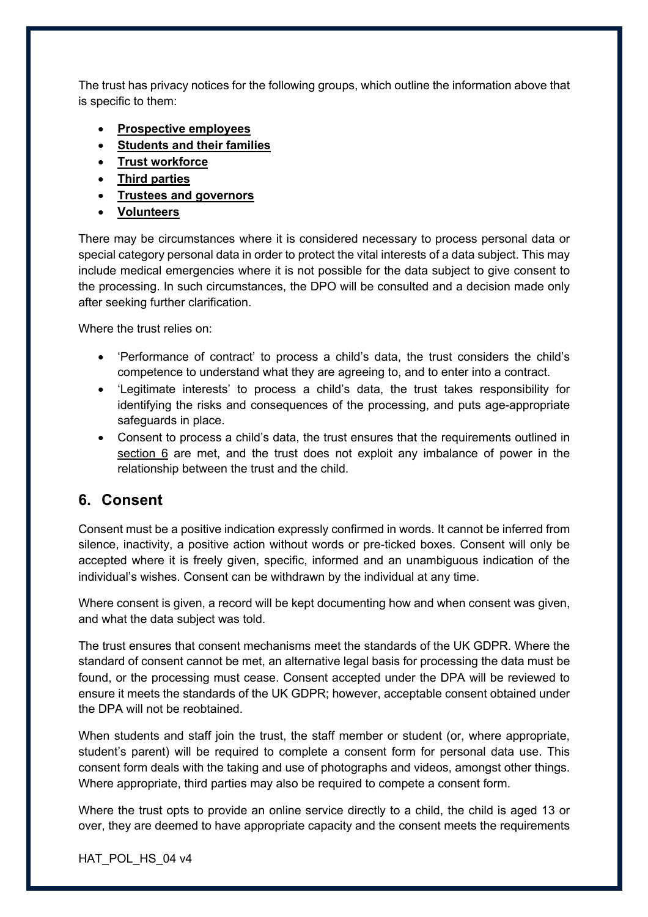The trust has privacy notices for the following groups, which outline the information above that is specific to them:

- **Prospective employees**
- **Students and their families**
- **Trust workforce**
- **Third parties**
- **Trustees and governors**
- **Volunteers**

There may be circumstances where it is considered necessary to process personal data or special category personal data in order to protect the vital interests of a data subject. This may include medical emergencies where it is not possible for the data subject to give consent to the processing. In such circumstances, the DPO will be consulted and a decision made only after seeking further clarification.

Where the trust relies on:

- 'Performance of contract' to process a child's data, the trust considers the child's competence to understand what they are agreeing to, and to enter into a contract.
- 'Legitimate interests' to process a child's data, the trust takes responsibility for identifying the risks and consequences of the processing, and puts age-appropriate safeguards in place.
- Consent to process a child's data, the trust ensures that the requirements outlined in section 6 are met, and the trust does not exploit any imbalance of power in the relationship between the trust and the child.

## 6. Consent

Consent must be a positive indication expressly confirmed in words. It cannot be inferred from silence, inactivity, a positive action without words or pre-ticked boxes. Consent will only be accepted where it is freely given, specific, informed and an unambiguous indication of the individual's wishes. Consent can be withdrawn by the individual at any time.

Where consent is given, a record will be kept documenting how and when consent was given, and what the data subject was told.

The trust ensures that consent mechanisms meet the standards of the UK GDPR. Where the standard of consent cannot be met, an alternative legal basis for processing the data must be found, or the processing must cease. Consent accepted under the DPA will be reviewed to ensure it meets the standards of the UK GDPR; however, acceptable consent obtained under the DPA will not be reobtained.

When students and staff join the trust, the staff member or student (or, where appropriate, student's parent) will be required to complete a consent form for personal data use. This consent form deals with the taking and use of photographs and videos, amongst other things. Where appropriate, third parties may also be required to compete a consent form.

Where the trust opts to provide an online service directly to a child, the child is aged 13 or over, they are deemed to have appropriate capacity and the consent meets the requirements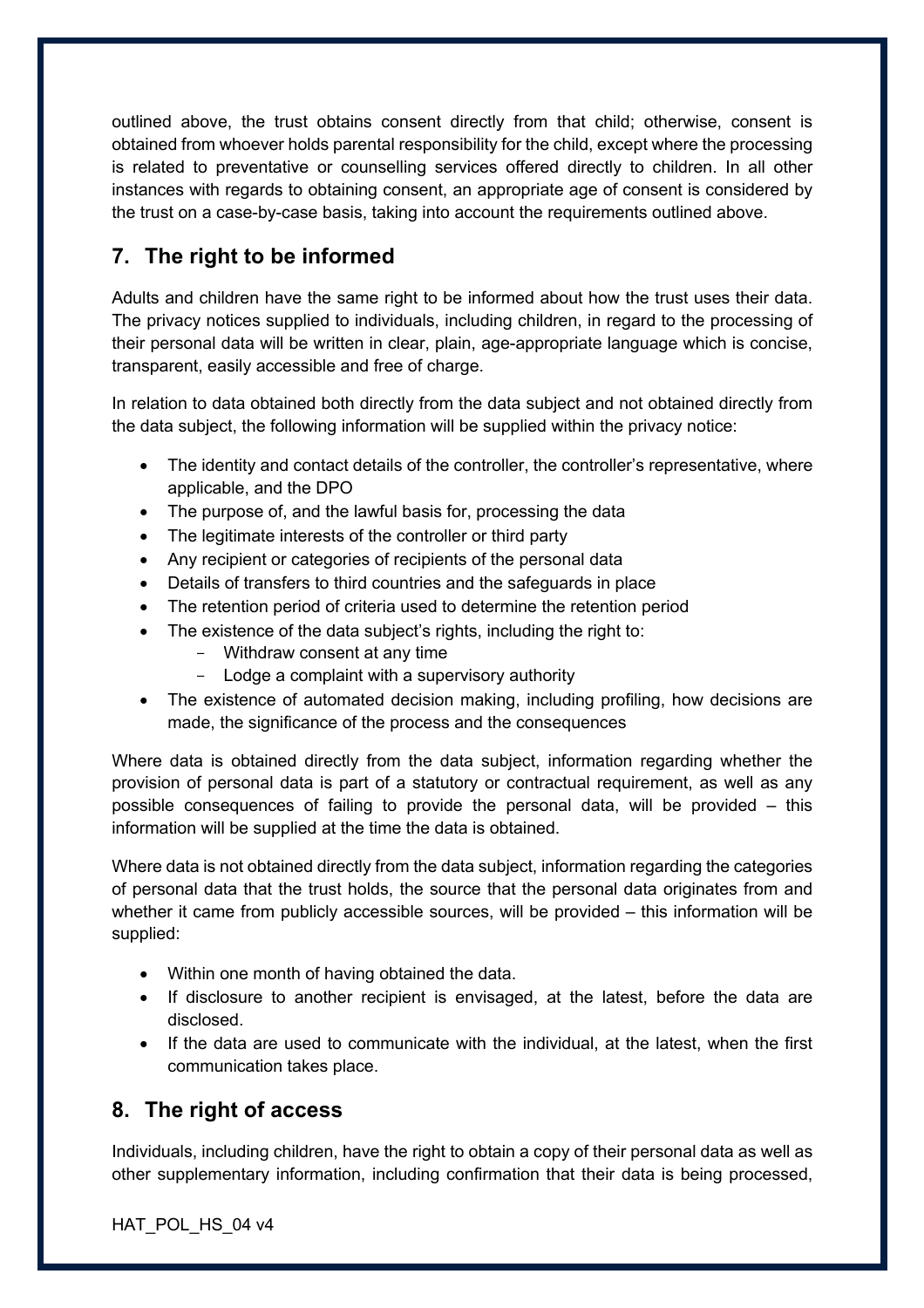outlined above, the trust obtains consent directly from that child; otherwise, consent is obtained from whoever holds parental responsibility for the child, except where the processing is related to preventative or counselling services offered directly to children. In all other instances with regards to obtaining consent, an appropriate age of consent is considered by the trust on a case-by-case basis, taking into account the requirements outlined above.

## 7. The right to be informed

Adults and children have the same right to be informed about how the trust uses their data. The privacy notices supplied to individuals, including children, in regard to the processing of their personal data will be written in clear, plain, age-appropriate language which is concise, transparent, easily accessible and free of charge.

In relation to data obtained both directly from the data subject and not obtained directly from the data subject, the following information will be supplied within the privacy notice:

- The identity and contact details of the controller, the controller's representative, where applicable, and the DPO
- The purpose of, and the lawful basis for, processing the data
- The legitimate interests of the controller or third party
- Any recipient or categories of recipients of the personal data
- Details of transfers to third countries and the safeguards in place
- The retention period of criteria used to determine the retention period
- The existence of the data subject's rights, including the right to:
  - Withdraw consent at any time
  - Lodge a complaint with a supervisory authority
- The existence of automated decision making, including profiling, how decisions are made, the significance of the process and the consequences

Where data is obtained directly from the data subject, information regarding whether the provision of personal data is part of a statutory or contractual requirement, as well as any possible consequences of failing to provide the personal data, will be provided – this information will be supplied at the time the data is obtained.

Where data is not obtained directly from the data subject, information regarding the categories of personal data that the trust holds, the source that the personal data originates from and whether it came from publicly accessible sources, will be provided – this information will be supplied:

- Within one month of having obtained the data.
- If disclosure to another recipient is envisaged, at the latest, before the data are disclosed.
- If the data are used to communicate with the individual, at the latest, when the first communication takes place.

## 8. The right of access

Individuals, including children, have the right to obtain a copy of their personal data as well as other supplementary information, including confirmation that their data is being processed,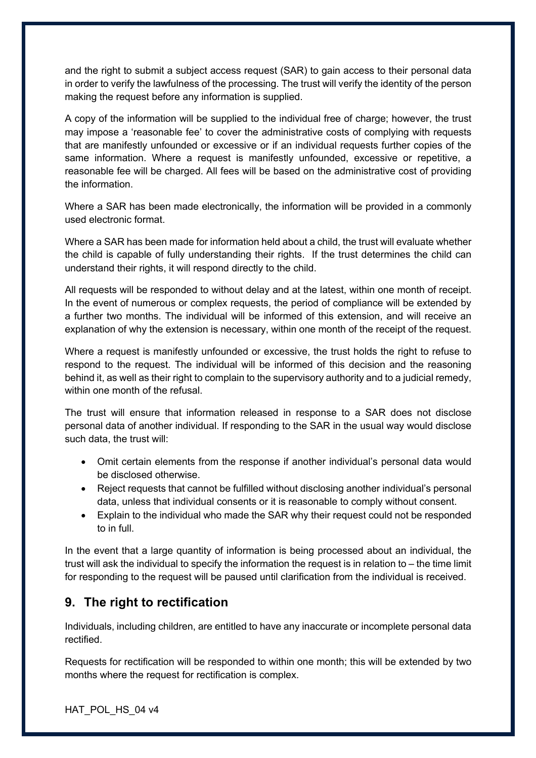and the right to submit a subject access request (SAR) to gain access to their personal data in order to verify the lawfulness of the processing. The trust will verify the identity of the person making the request before any information is supplied.

A copy of the information will be supplied to the individual free of charge; however, the trust may impose a 'reasonable fee' to cover the administrative costs of complying with requests that are manifestly unfounded or excessive or if an individual requests further copies of the same information. Where a request is manifestly unfounded, excessive or repetitive, a reasonable fee will be charged. All fees will be based on the administrative cost of providing the information.

Where a SAR has been made electronically, the information will be provided in a commonly used electronic format.

Where a SAR has been made for information held about a child, the trust will evaluate whether the child is capable of fully understanding their rights. If the trust determines the child can understand their rights, it will respond directly to the child.

All requests will be responded to without delay and at the latest, within one month of receipt. In the event of numerous or complex requests, the period of compliance will be extended by a further two months. The individual will be informed of this extension, and will receive an explanation of why the extension is necessary, within one month of the receipt of the request.

Where a request is manifestly unfounded or excessive, the trust holds the right to refuse to respond to the request. The individual will be informed of this decision and the reasoning behind it, as well as their right to complain to the supervisory authority and to a judicial remedy, within one month of the refusal.

The trust will ensure that information released in response to a SAR does not disclose personal data of another individual. If responding to the SAR in the usual way would disclose such data, the trust will:

- Omit certain elements from the response if another individual's personal data would be disclosed otherwise.
- Reject requests that cannot be fulfilled without disclosing another individual's personal data, unless that individual consents or it is reasonable to comply without consent.
- Explain to the individual who made the SAR why their request could not be responded to in full.

In the event that a large quantity of information is being processed about an individual, the trust will ask the individual to specify the information the request is in relation to – the time limit for responding to the request will be paused until clarification from the individual is received.

## 9. The right to rectification

Individuals, including children, are entitled to have any inaccurate or incomplete personal data rectified.

Requests for rectification will be responded to within one month; this will be extended by two months where the request for rectification is complex.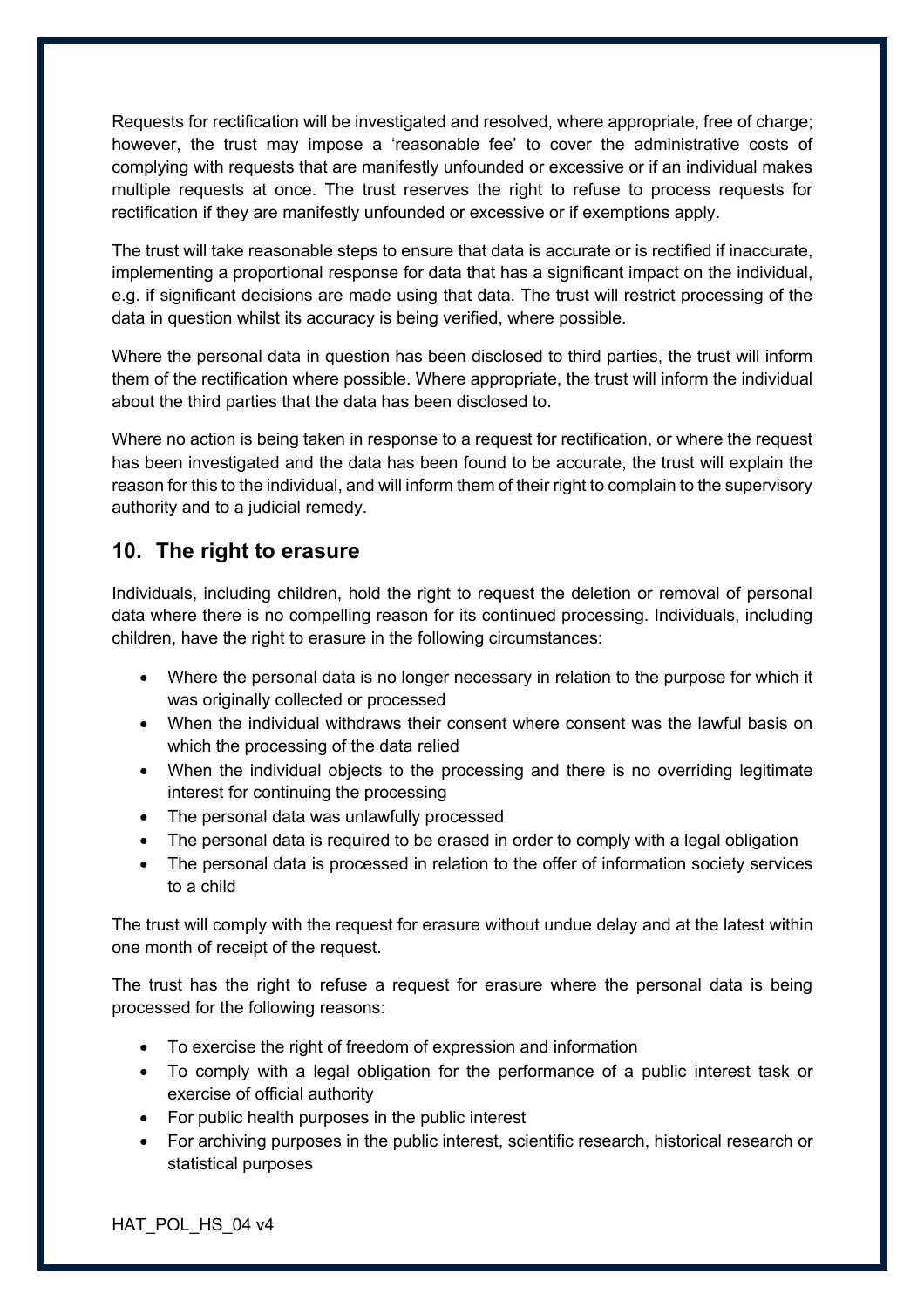Requests for rectification will be investigated and resolved, where appropriate, free of charge; however, the trust may impose a 'reasonable fee' to cover the administrative costs of complying with requests that are manifestly unfounded or excessive or if an individual makes multiple requests at once. The trust reserves the right to refuse to process requests for rectification if they are manifestly unfounded or excessive or if exemptions apply.

The trust will take reasonable steps to ensure that data is accurate or is rectified if inaccurate, implementing a proportional response for data that has a significant impact on the individual, e.g. if significant decisions are made using that data. The trust will restrict processing of the data in question whilst its accuracy is being verified, where possible.

Where the personal data in question has been disclosed to third parties, the trust will inform them of the rectification where possible. Where appropriate, the trust will inform the individual about the third parties that the data has been disclosed to.

Where no action is being taken in response to a request for rectification, or where the request has been investigated and the data has been found to be accurate, the trust will explain the reason for this to the individual, and will inform them of their right to complain to the supervisory authority and to a judicial remedy.

## 10. The right to erasure

Individuals, including children, hold the right to request the deletion or removal of personal data where there is no compelling reason for its continued processing. Individuals, including children, have the right to erasure in the following circumstances:

- Where the personal data is no longer necessary in relation to the purpose for which it was originally collected or processed
- When the individual withdraws their consent where consent was the lawful basis on which the processing of the data relied
- When the individual objects to the processing and there is no overriding legitimate interest for continuing the processing
- The personal data was unlawfully processed
- The personal data is required to be erased in order to comply with a legal obligation
- The personal data is processed in relation to the offer of information society services to a child

The trust will comply with the request for erasure without undue delay and at the latest within one month of receipt of the request.

The trust has the right to refuse a request for erasure where the personal data is being processed for the following reasons:

- To exercise the right of freedom of expression and information
- To comply with a legal obligation for the performance of a public interest task or exercise of official authority
- For public health purposes in the public interest
- For archiving purposes in the public interest, scientific research, historical research or statistical purposes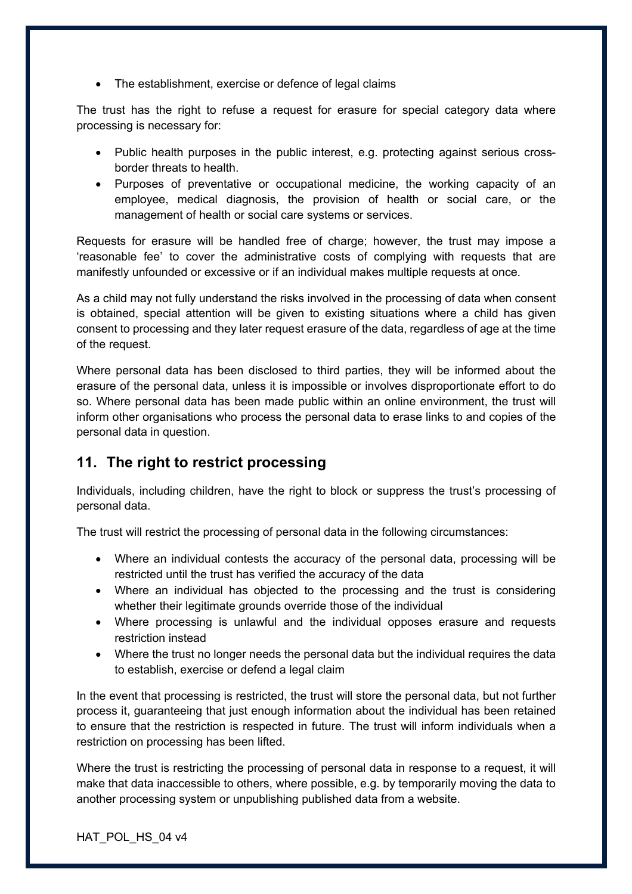- The establishment, exercise or defence of legal claims

The trust has the right to refuse a request for erasure for special category data where processing is necessary for:

- Public health purposes in the public interest, e.g. protecting against serious cross-border threats to health.
- Purposes of preventative or occupational medicine, the working capacity of an employee, medical diagnosis, the provision of health or social care, or the management of health or social care systems or services.

Requests for erasure will be handled free of charge; however, the trust may impose a 'reasonable fee' to cover the administrative costs of complying with requests that are manifestly unfounded or excessive or if an individual makes multiple requests at once.

As a child may not fully understand the risks involved in the processing of data when consent is obtained, special attention will be given to existing situations where a child has given consent to processing and they later request erasure of the data, regardless of age at the time of the request.

Where personal data has been disclosed to third parties, they will be informed about the erasure of the personal data, unless it is impossible or involves disproportionate effort to do so. Where personal data has been made public within an online environment, the trust will inform other organisations who process the personal data to erase links to and copies of the personal data in question.

## 11. The right to restrict processing

Individuals, including children, have the right to block or suppress the trust's processing of personal data.

The trust will restrict the processing of personal data in the following circumstances:

- Where an individual contests the accuracy of the personal data, processing will be restricted until the trust has verified the accuracy of the data
- Where an individual has objected to the processing and the trust is considering whether their legitimate grounds override those of the individual
- Where processing is unlawful and the individual opposes erasure and requests restriction instead
- Where the trust no longer needs the personal data but the individual requires the data to establish, exercise or defend a legal claim

In the event that processing is restricted, the trust will store the personal data, but not further process it, guaranteeing that just enough information about the individual has been retained to ensure that the restriction is respected in future. The trust will inform individuals when a restriction on processing has been lifted.

Where the trust is restricting the processing of personal data in response to a request, it will make that data inaccessible to others, where possible, e.g. by temporarily moving the data to another processing system or unpublishing published data from a website.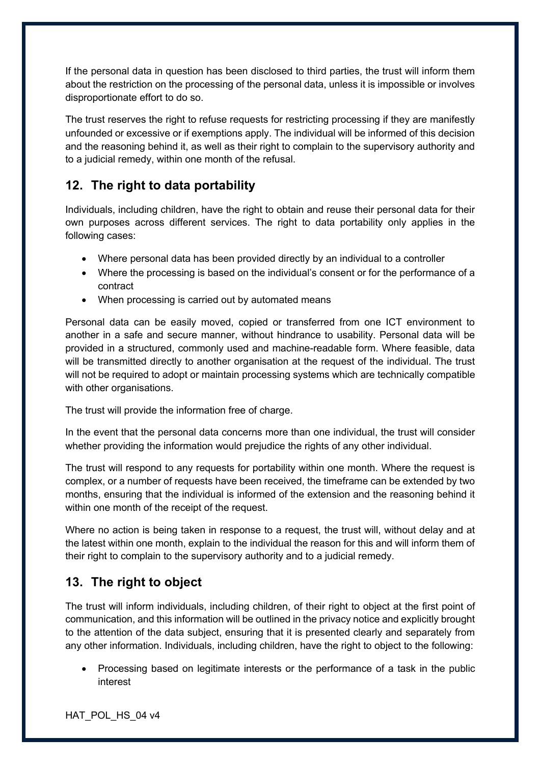If the personal data in question has been disclosed to third parties, the trust will inform them about the restriction on the processing of the personal data, unless it is impossible or involves disproportionate effort to do so.

The trust reserves the right to refuse requests for restricting processing if they are manifestly unfounded or excessive or if exemptions apply. The individual will be informed of this decision and the reasoning behind it, as well as their right to complain to the supervisory authority and to a judicial remedy, within one month of the refusal.

## 12. The right to data portability

Individuals, including children, have the right to obtain and reuse their personal data for their own purposes across different services. The right to data portability only applies in the following cases:

- Where personal data has been provided directly by an individual to a controller
- Where the processing is based on the individual's consent or for the performance of a contract
- When processing is carried out by automated means

Personal data can be easily moved, copied or transferred from one ICT environment to another in a safe and secure manner, without hindrance to usability. Personal data will be provided in a structured, commonly used and machine-readable form. Where feasible, data will be transmitted directly to another organisation at the request of the individual. The trust will not be required to adopt or maintain processing systems which are technically compatible with other organisations.

The trust will provide the information free of charge.

In the event that the personal data concerns more than one individual, the trust will consider whether providing the information would prejudice the rights of any other individual.

The trust will respond to any requests for portability within one month. Where the request is complex, or a number of requests have been received, the timeframe can be extended by two months, ensuring that the individual is informed of the extension and the reasoning behind it within one month of the receipt of the request.

Where no action is being taken in response to a request, the trust will, without delay and at the latest within one month, explain to the individual the reason for this and will inform them of their right to complain to the supervisory authority and to a judicial remedy.

## 13. The right to object

The trust will inform individuals, including children, of their right to object at the first point of communication, and this information will be outlined in the privacy notice and explicitly brought to the attention of the data subject, ensuring that it is presented clearly and separately from any other information. Individuals, including children, have the right to object to the following:

- Processing based on legitimate interests or the performance of a task in the public interest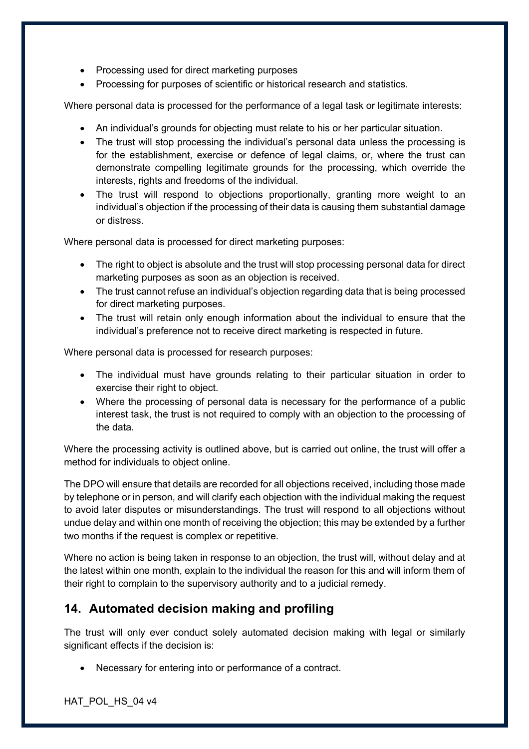- Processing used for direct marketing purposes
- Processing for purposes of scientific or historical research and statistics.

Where personal data is processed for the performance of a legal task or legitimate interests:

- An individual's grounds for objecting must relate to his or her particular situation.
- The trust will stop processing the individual's personal data unless the processing is for the establishment, exercise or defence of legal claims, or, where the trust can demonstrate compelling legitimate grounds for the processing, which override the interests, rights and freedoms of the individual.
- The trust will respond to objections proportionally, granting more weight to an individual's objection if the processing of their data is causing them substantial damage or distress.

Where personal data is processed for direct marketing purposes:

- The right to object is absolute and the trust will stop processing personal data for direct marketing purposes as soon as an objection is received.
- The trust cannot refuse an individual's objection regarding data that is being processed for direct marketing purposes.
- The trust will retain only enough information about the individual to ensure that the individual's preference not to receive direct marketing is respected in future.

Where personal data is processed for research purposes:

- The individual must have grounds relating to their particular situation in order to exercise their right to object.
- Where the processing of personal data is necessary for the performance of a public interest task, the trust is not required to comply with an objection to the processing of the data.

Where the processing activity is outlined above, but is carried out online, the trust will offer a method for individuals to object online.

The DPO will ensure that details are recorded for all objections received, including those made by telephone or in person, and will clarify each objection with the individual making the request to avoid later disputes or misunderstandings. The trust will respond to all objections without undue delay and within one month of receiving the objection; this may be extended by a further two months if the request is complex or repetitive.

Where no action is being taken in response to an objection, the trust will, without delay and at the latest within one month, explain to the individual the reason for this and will inform them of their right to complain to the supervisory authority and to a judicial remedy.

## 14. Automated decision making and profiling

The trust will only ever conduct solely automated decision making with legal or similarly significant effects if the decision is:

- Necessary for entering into or performance of a contract.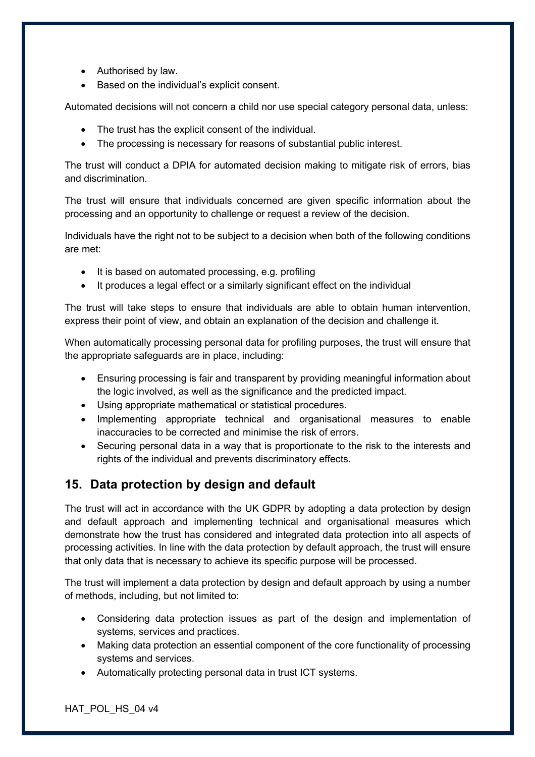- Authorised by law.
- Based on the individual's explicit consent.

Automated decisions will not concern a child nor use special category personal data, unless:

- The trust has the explicit consent of the individual.
- The processing is necessary for reasons of substantial public interest.

The trust will conduct a DPIA for automated decision making to mitigate risk of errors, bias and discrimination.

The trust will ensure that individuals concerned are given specific information about the processing and an opportunity to challenge or request a review of the decision.

Individuals have the right not to be subject to a decision when both of the following conditions are met:

- It is based on automated processing, e.g. profiling
- It produces a legal effect or a similarly significant effect on the individual

The trust will take steps to ensure that individuals are able to obtain human intervention, express their point of view, and obtain an explanation of the decision and challenge it.

When automatically processing personal data for profiling purposes, the trust will ensure that the appropriate safeguards are in place, including:

- Ensuring processing is fair and transparent by providing meaningful information about the logic involved, as well as the significance and the predicted impact.
- Using appropriate mathematical or statistical procedures.
- Implementing appropriate technical and organisational measures to enable inaccuracies to be corrected and minimise the risk of errors.
- Securing personal data in a way that is proportionate to the risk to the interests and rights of the individual and prevents discriminatory effects.

## 15. Data protection by design and default

The trust will act in accordance with the UK GDPR by adopting a data protection by design and default approach and implementing technical and organisational measures which demonstrate how the trust has considered and integrated data protection into all aspects of processing activities. In line with the data protection by default approach, the trust will ensure that only data that is necessary to achieve its specific purpose will be processed.

The trust will implement a data protection by design and default approach by using a number of methods, including, but not limited to:

- Considering data protection issues as part of the design and implementation of systems, services and practices.
- Making data protection an essential component of the core functionality of processing systems and services.
- Automatically protecting personal data in trust ICT systems.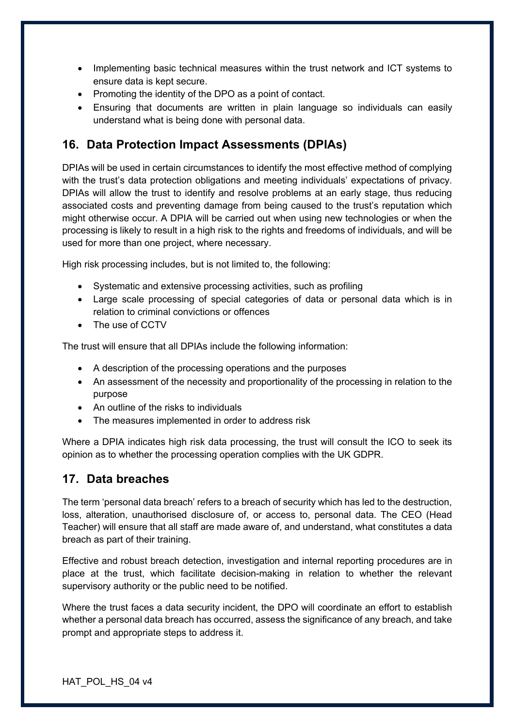- Implementing basic technical measures within the trust network and ICT systems to ensure data is kept secure.
- Promoting the identity of the DPO as a point of contact.
- Ensuring that documents are written in plain language so individuals can easily understand what is being done with personal data.

## 16. Data Protection Impact Assessments (DPIAs)

DPIAs will be used in certain circumstances to identify the most effective method of complying with the trust's data protection obligations and meeting individuals' expectations of privacy. DPIAs will allow the trust to identify and resolve problems at an early stage, thus reducing associated costs and preventing damage from being caused to the trust's reputation which might otherwise occur. A DPIA will be carried out when using new technologies or when the processing is likely to result in a high risk to the rights and freedoms of individuals, and will be used for more than one project, where necessary.

High risk processing includes, but is not limited to, the following:

- Systematic and extensive processing activities, such as profiling
- Large scale processing of special categories of data or personal data which is in relation to criminal convictions or offences
- The use of CCTV

The trust will ensure that all DPIAs include the following information:

- A description of the processing operations and the purposes
- An assessment of the necessity and proportionality of the processing in relation to the purpose
- An outline of the risks to individuals
- The measures implemented in order to address risk

Where a DPIA indicates high risk data processing, the trust will consult the ICO to seek its opinion as to whether the processing operation complies with the UK GDPR.

## 17. Data breaches

The term 'personal data breach' refers to a breach of security which has led to the destruction, loss, alteration, unauthorised disclosure of, or access to, personal data. The CEO (Head Teacher) will ensure that all staff are made aware of, and understand, what constitutes a data breach as part of their training.

Effective and robust breach detection, investigation and internal reporting procedures are in place at the trust, which facilitate decision-making in relation to whether the relevant supervisory authority or the public need to be notified.

Where the trust faces a data security incident, the DPO will coordinate an effort to establish whether a personal data breach has occurred, assess the significance of any breach, and take prompt and appropriate steps to address it.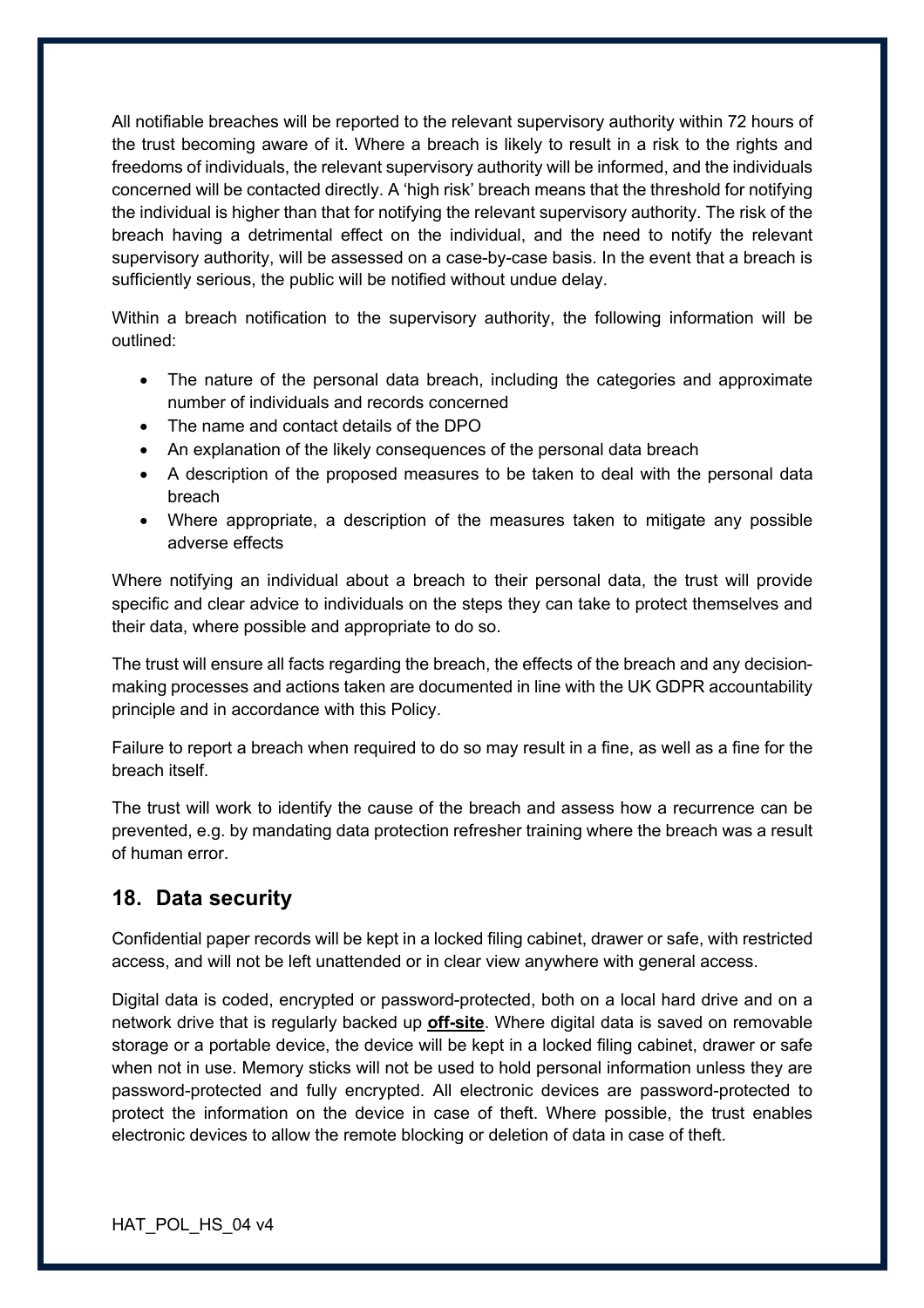All notifiable breaches will be reported to the relevant supervisory authority within 72 hours of the trust becoming aware of it. Where a breach is likely to result in a risk to the rights and freedoms of individuals, the relevant supervisory authority will be informed, and the individuals concerned will be contacted directly. A 'high risk' breach means that the threshold for notifying the individual is higher than that for notifying the relevant supervisory authority. The risk of the breach having a detrimental effect on the individual, and the need to notify the relevant supervisory authority, will be assessed on a case-by-case basis. In the event that a breach is sufficiently serious, the public will be notified without undue delay.

Within a breach notification to the supervisory authority, the following information will be outlined:

- The nature of the personal data breach, including the categories and approximate number of individuals and records concerned
- The name and contact details of the DPO
- An explanation of the likely consequences of the personal data breach
- A description of the proposed measures to be taken to deal with the personal data breach
- Where appropriate, a description of the measures taken to mitigate any possible adverse effects

Where notifying an individual about a breach to their personal data, the trust will provide specific and clear advice to individuals on the steps they can take to protect themselves and their data, where possible and appropriate to do so.

The trust will ensure all facts regarding the breach, the effects of the breach and any decision-making processes and actions taken are documented in line with the UK GDPR accountability principle and in accordance with this Policy.

Failure to report a breach when required to do so may result in a fine, as well as a fine for the breach itself.

The trust will work to identify the cause of the breach and assess how a recurrence can be prevented, e.g. by mandating data protection refresher training where the breach was a result of human error.

## 18. Data security

Confidential paper records will be kept in a locked filing cabinet, drawer or safe, with restricted access, and will not be left unattended or in clear view anywhere with general access.

Digital data is coded, encrypted or password-protected, both on a local hard drive and on a network drive that is regularly backed up **off-site**. Where digital data is saved on removable storage or a portable device, the device will be kept in a locked filing cabinet, drawer or safe when not in use. Memory sticks will not be used to hold personal information unless they are password-protected and fully encrypted. All electronic devices are password-protected to protect the information on the device in case of theft. Where possible, the trust enables electronic devices to allow the remote blocking or deletion of data in case of theft.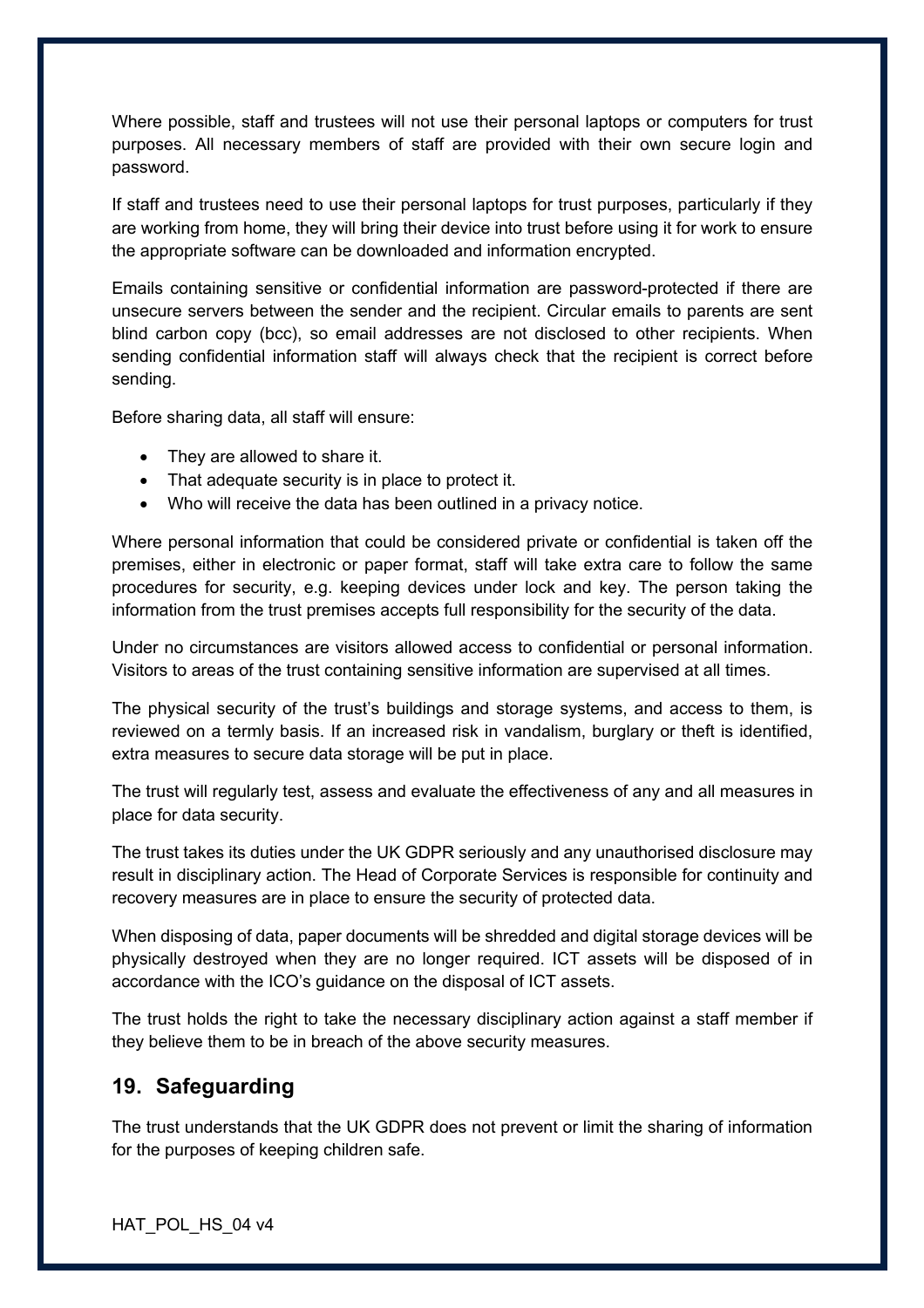Where possible, staff and trustees will not use their personal laptops or computers for trust purposes. All necessary members of staff are provided with their own secure login and password.

If staff and trustees need to use their personal laptops for trust purposes, particularly if they are working from home, they will bring their device into trust before using it for work to ensure the appropriate software can be downloaded and information encrypted.

Emails containing sensitive or confidential information are password-protected if there are unsecure servers between the sender and the recipient. Circular emails to parents are sent blind carbon copy (bcc), so email addresses are not disclosed to other recipients. When sending confidential information staff will always check that the recipient is correct before sending.

Before sharing data, all staff will ensure:

- They are allowed to share it.
- That adequate security is in place to protect it.
- Who will receive the data has been outlined in a privacy notice.

Where personal information that could be considered private or confidential is taken off the premises, either in electronic or paper format, staff will take extra care to follow the same procedures for security, e.g. keeping devices under lock and key. The person taking the information from the trust premises accepts full responsibility for the security of the data.

Under no circumstances are visitors allowed access to confidential or personal information. Visitors to areas of the trust containing sensitive information are supervised at all times.

The physical security of the trust's buildings and storage systems, and access to them, is reviewed on a termly basis. If an increased risk in vandalism, burglary or theft is identified, extra measures to secure data storage will be put in place.

The trust will regularly test, assess and evaluate the effectiveness of any and all measures in place for data security.

The trust takes its duties under the UK GDPR seriously and any unauthorised disclosure may result in disciplinary action. The Head of Corporate Services is responsible for continuity and recovery measures are in place to ensure the security of protected data.

When disposing of data, paper documents will be shredded and digital storage devices will be physically destroyed when they are no longer required. ICT assets will be disposed of in accordance with the ICO's guidance on the disposal of ICT assets.

The trust holds the right to take the necessary disciplinary action against a staff member if they believe them to be in breach of the above security measures.

## 19. Safeguarding

The trust understands that the UK GDPR does not prevent or limit the sharing of information for the purposes of keeping children safe.

HAT_POL_HS_04 v4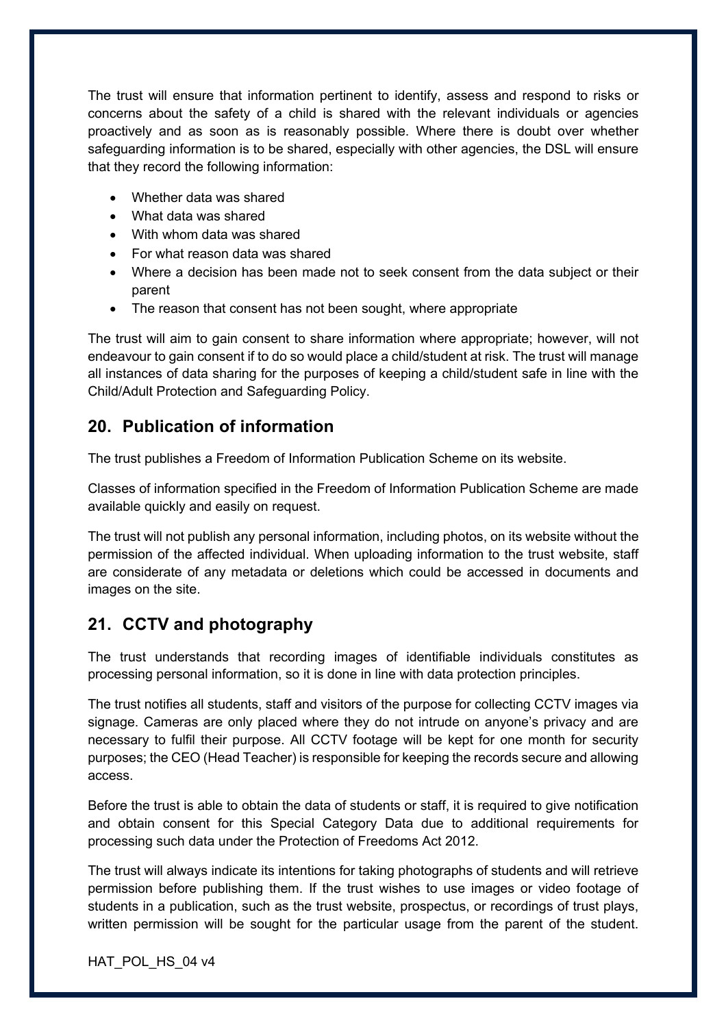The trust will ensure that information pertinent to identify, assess and respond to risks or concerns about the safety of a child is shared with the relevant individuals or agencies proactively and as soon as is reasonably possible. Where there is doubt over whether safeguarding information is to be shared, especially with other agencies, the DSL will ensure that they record the following information:

- Whether data was shared
- What data was shared
- With whom data was shared
- For what reason data was shared
- Where a decision has been made not to seek consent from the data subject or their parent
- The reason that consent has not been sought, where appropriate

The trust will aim to gain consent to share information where appropriate; however, will not endeavour to gain consent if to do so would place a child/student at risk. The trust will manage all instances of data sharing for the purposes of keeping a child/student safe in line with the Child/Adult Protection and Safeguarding Policy.

## 20. Publication of information

The trust publishes a Freedom of Information Publication Scheme on its website.

Classes of information specified in the Freedom of Information Publication Scheme are made available quickly and easily on request.

The trust will not publish any personal information, including photos, on its website without the permission of the affected individual. When uploading information to the trust website, staff are considerate of any metadata or deletions which could be accessed in documents and images on the site.

## 21. CCTV and photography

The trust understands that recording images of identifiable individuals constitutes as processing personal information, so it is done in line with data protection principles.

The trust notifies all students, staff and visitors of the purpose for collecting CCTV images via signage. Cameras are only placed where they do not intrude on anyone's privacy and are necessary to fulfil their purpose. All CCTV footage will be kept for one month for security purposes; the CEO (Head Teacher) is responsible for keeping the records secure and allowing access.

Before the trust is able to obtain the data of students or staff, it is required to give notification and obtain consent for this Special Category Data due to additional requirements for processing such data under the Protection of Freedoms Act 2012.

The trust will always indicate its intentions for taking photographs of students and will retrieve permission before publishing them. If the trust wishes to use images or video footage of students in a publication, such as the trust website, prospectus, or recordings of trust plays, written permission will be sought for the particular usage from the parent of the student.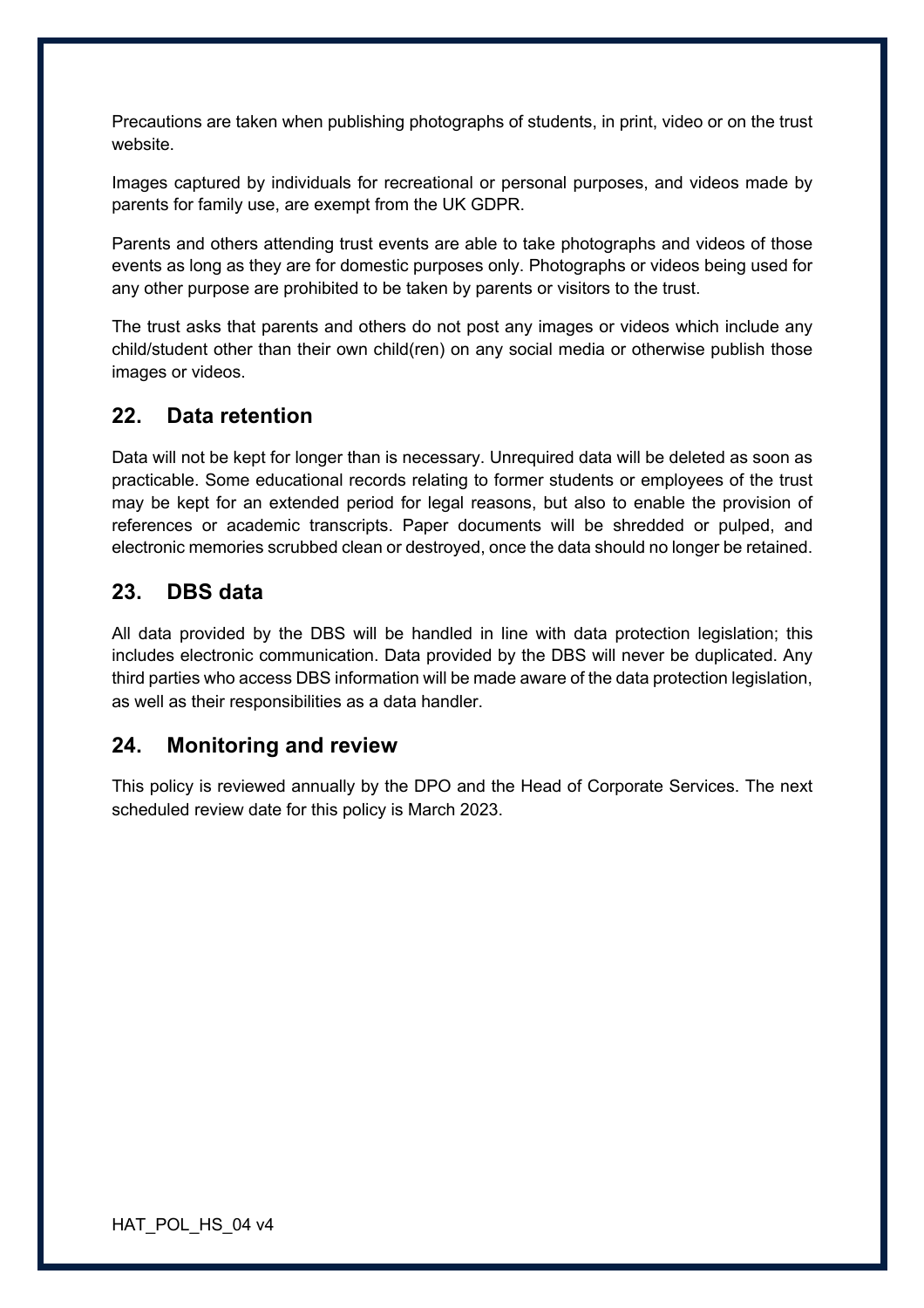Precautions are taken when publishing photographs of students, in print, video or on the trust website.

Images captured by individuals for recreational or personal purposes, and videos made by parents for family use, are exempt from the UK GDPR.

Parents and others attending trust events are able to take photographs and videos of those events as long as they are for domestic purposes only. Photographs or videos being used for any other purpose are prohibited to be taken by parents or visitors to the trust.

The trust asks that parents and others do not post any images or videos which include any child/student other than their own child(ren) on any social media or otherwise publish those images or videos.

## 22. Data retention

Data will not be kept for longer than is necessary. Unrequired data will be deleted as soon as practicable. Some educational records relating to former students or employees of the trust may be kept for an extended period for legal reasons, but also to enable the provision of references or academic transcripts. Paper documents will be shredded or pulped, and electronic memories scrubbed clean or destroyed, once the data should no longer be retained.

## 23. DBS data

All data provided by the DBS will be handled in line with data protection legislation; this includes electronic communication. Data provided by the DBS will never be duplicated. Any third parties who access DBS information will be made aware of the data protection legislation, as well as their responsibilities as a data handler.

## 24. Monitoring and review

This policy is reviewed annually by the DPO and the Head of Corporate Services. The next scheduled review date for this policy is March 2023.